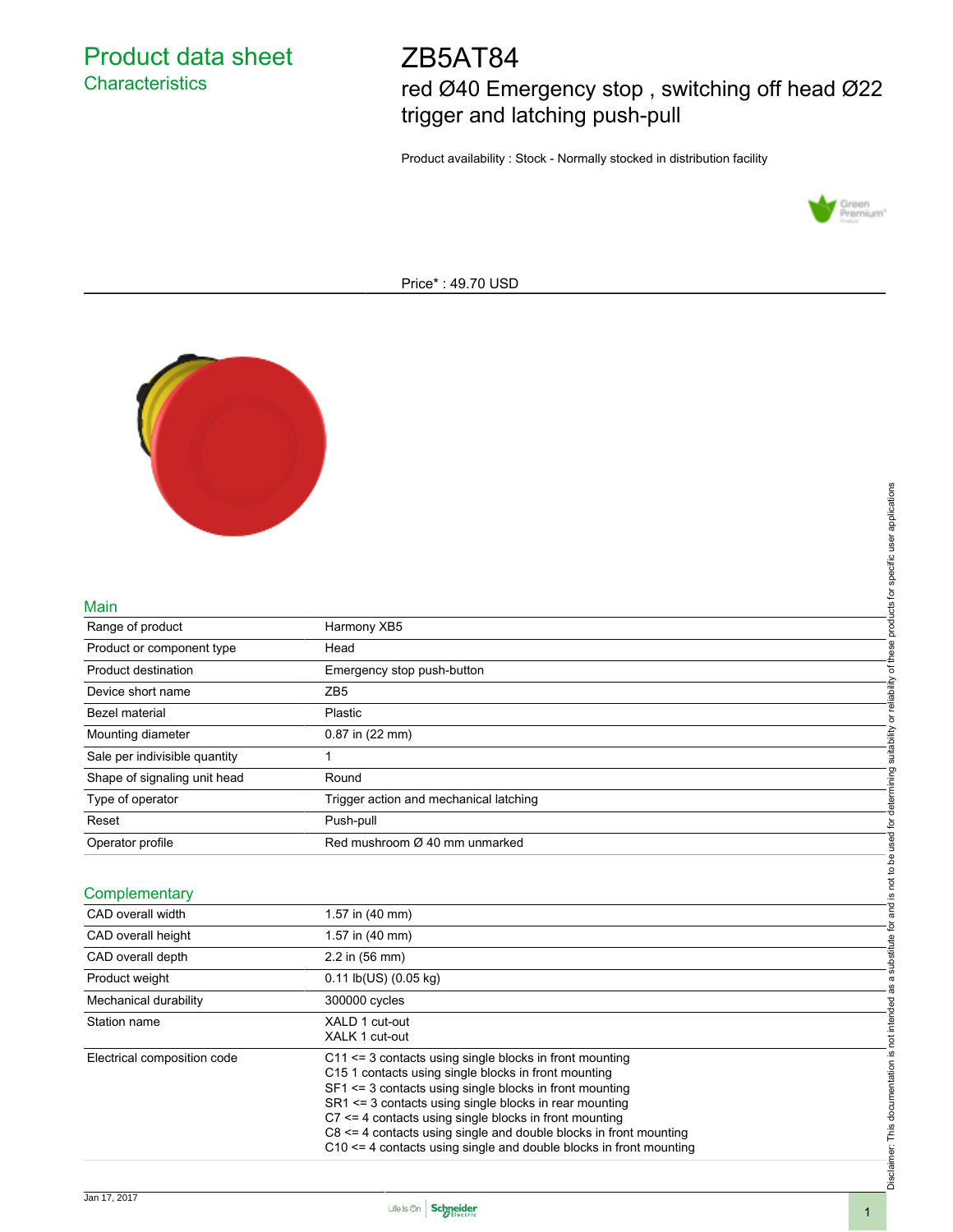# Product data sheet
## Characteristics

# ZB5AT84
red Ø40 Emergency stop , switching off head Ø22 trigger and latching push-pull

Product availability : Stock - Normally stocked in distribution facility

Price* : 49.70 USD

## Main

| | |
|---|---|
| Range of product | Harmony XB5 |
| Product or component type | Head |
| Product destination | Emergency stop push-button |
| Device short name | ZB5 |
| Bezel material | Plastic |
| Mounting diameter | 0.87 in (22 mm) |
| Sale per indivisible quantity | 1 |
| Shape of signaling unit head | Round |
| Type of operator | Trigger action and mechanical latching |
| Reset | Push-pull |
| Operator profile | Red mushroom Ø 40 mm unmarked |

## Complementary

| | |
|---|---|
| CAD overall width | 1.57 in (40 mm) |
| CAD overall height | 1.57 in (40 mm) |
| CAD overall depth | 2.2 in (56 mm) |
| Product weight | 0.11 lb(US) (0.05 kg) |
| Mechanical durability | 300000 cycles |
| Station name | XALD 1 cut-out<br>XALK 1 cut-out |
| Electrical composition code | C11 <= 3 contacts using single blocks in front mounting<br>C15 1 contacts using single blocks in front mounting<br>SF1 <= 3 contacts using single blocks in front mounting<br>SR1 <= 3 contacts using single blocks in rear mounting<br>C7 <= 4 contacts using single blocks in front mounting<br>C8 <= 4 contacts using single and double blocks in front mounting<br>C10 <= 4 contacts using single and double blocks in front mounting |

Disclaimer: This documentation is not intended as a substitute for and is not to be used for determining suitability or reliability of these products for specific user applications

Jan 17, 2017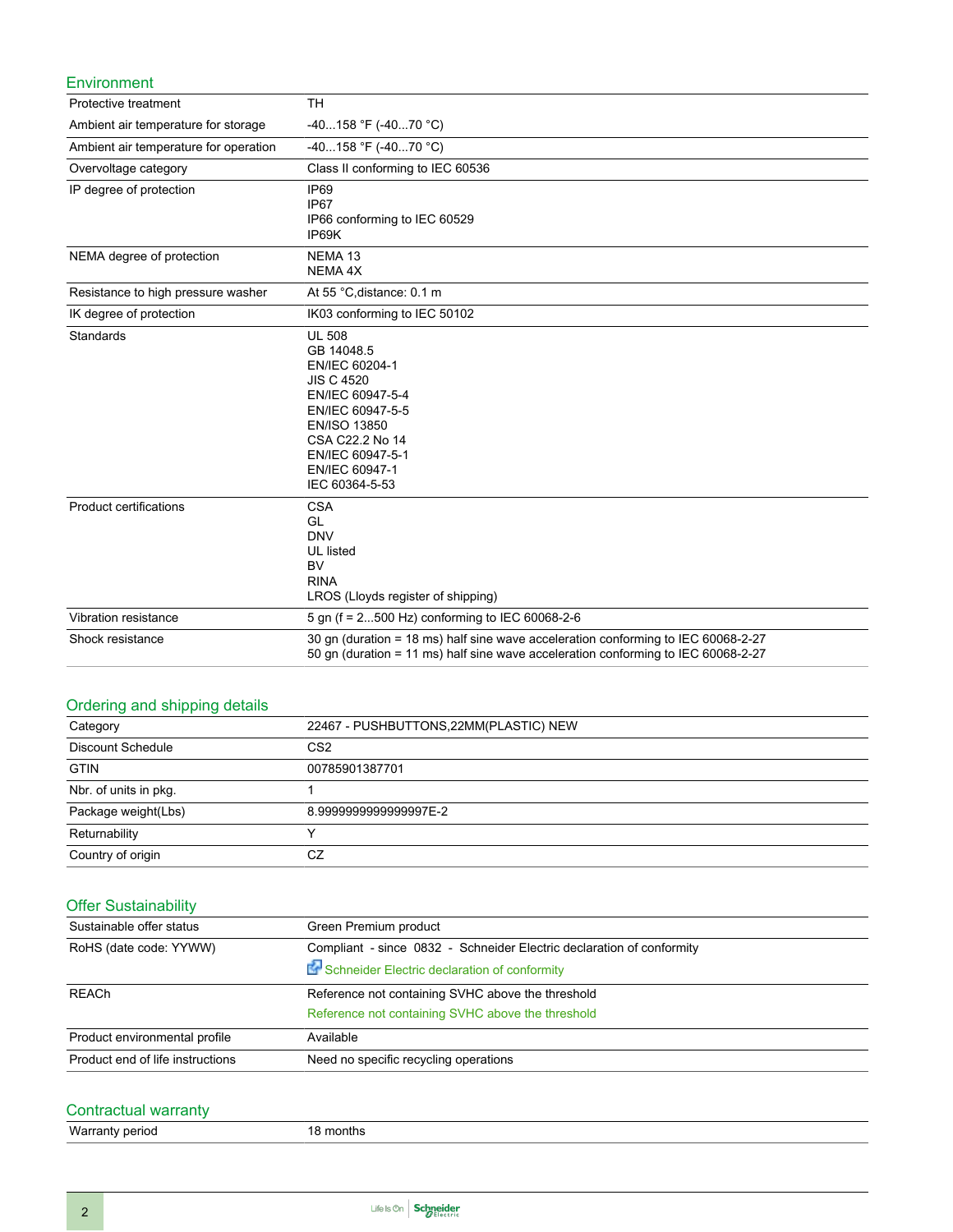## Environment

| | |
|---|---|
| Protective treatment | TH |
| Ambient air temperature for storage | -40...158 °F (-40...70 °C) |
| Ambient air temperature for operation | -40...158 °F (-40...70 °C) |
| Overvoltage category | Class II conforming to IEC 60536 |
| IP degree of protection | IP69<br>IP67<br>IP66 conforming to IEC 60529<br>IP69K |
| NEMA degree of protection | NEMA 13<br>NEMA 4X |
| Resistance to high pressure washer | At 55 °C,distance: 0.1 m |
| IK degree of protection | IK03 conforming to IEC 50102 |
| Standards | UL 508<br>GB 14048.5<br>EN/IEC 60204-1<br>JIS C 4520<br>EN/IEC 60947-5-4<br>EN/IEC 60947-5-5<br>EN/ISO 13850<br>CSA C22.2 No 14<br>EN/IEC 60947-5-1<br>EN/IEC 60947-1<br>IEC 60364-5-53 |
| Product certifications | CSA<br>GL<br>DNV<br>UL listed<br>BV<br>RINA<br>LROS (Lloyds register of shipping) |
| Vibration resistance | 5 gn (f = 2...500 Hz) conforming to IEC 60068-2-6 |
| Shock resistance | 30 gn (duration = 18 ms) half sine wave acceleration conforming to IEC 60068-2-27<br>50 gn (duration = 11 ms) half sine wave acceleration conforming to IEC 60068-2-27 |

## Ordering and shipping details

| | |
|---|---|
| Category | 22467 - PUSHBUTTONS,22MM(PLASTIC) NEW |
| Discount Schedule | CS2 |
| GTIN | 00785901387701 |
| Nbr. of units in pkg. | 1 |
| Package weight(Lbs) | 8.9999999999999997E-2 |
| Returnability | Y |
| Country of origin | CZ |

## Offer Sustainability

| | |
|---|---|
| Sustainable offer status | Green Premium product |
| RoHS (date code: YYWW) | Compliant - since 0832 - Schneider Electric declaration of conformity<br>Schneider Electric declaration of conformity |
| REACh | Reference not containing SVHC above the threshold<br>Reference not containing SVHC above the threshold |
| Product environmental profile | Available |
| Product end of life instructions | Need no specific recycling operations |

## Contractual warranty

| | |
|---|---|
| Warranty period | 18 months |